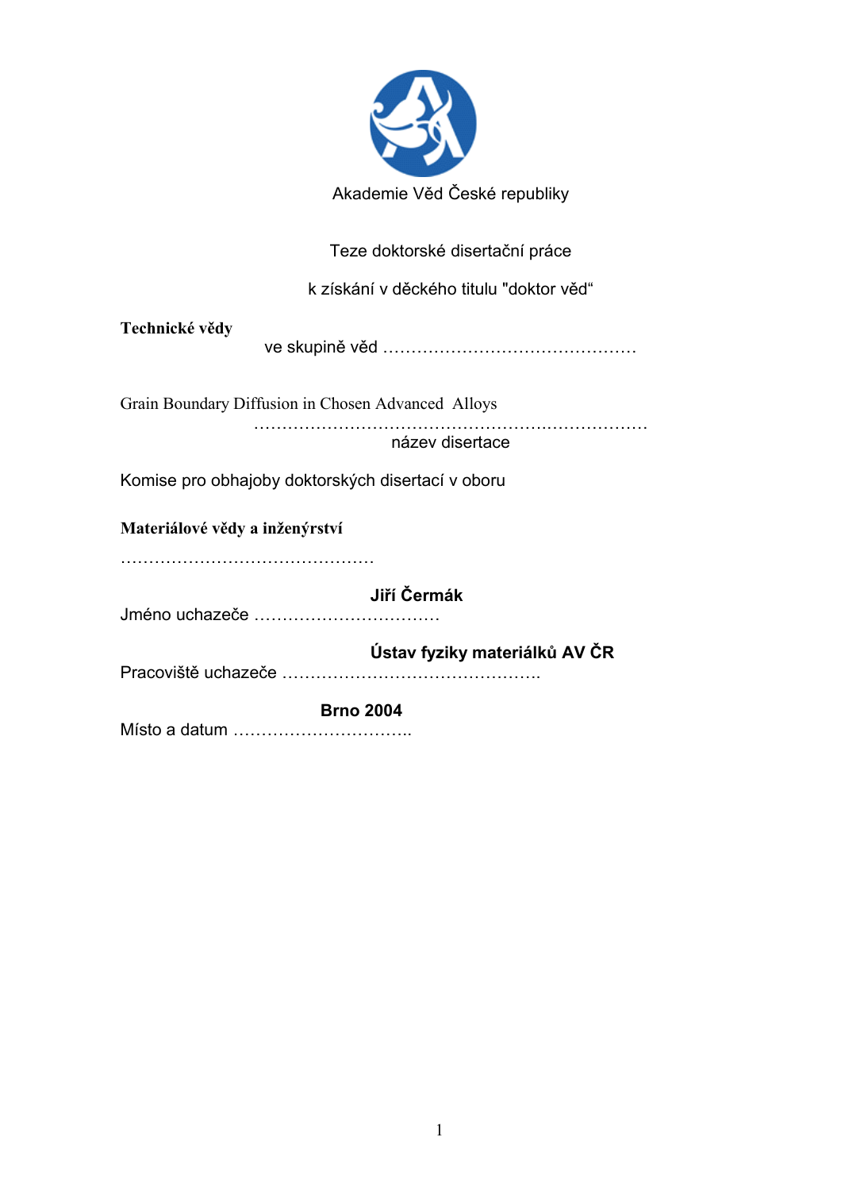Akademie Věd České republiky

Teze doktorské disertační práce

k získání v děckého titulu "doktor věd“

**Technické vědy**

ve skupině věd ………………………………………

Grain Boundary Diffusion in Chosen Advanced Alloys

………………………………………………….………………

název disertace

Komise pro obhajoby doktorských disertací v oboru

**Materiálové vědy a inženýrství**

………………………………………

**Jiří Čermák**

Jméno uchazeče ……………………………

**Ústav fyziky materiálků AV ČR**

Pracoviště uchazeče ……………………………………….

**Brno 2004**

Místo a datum …………………………..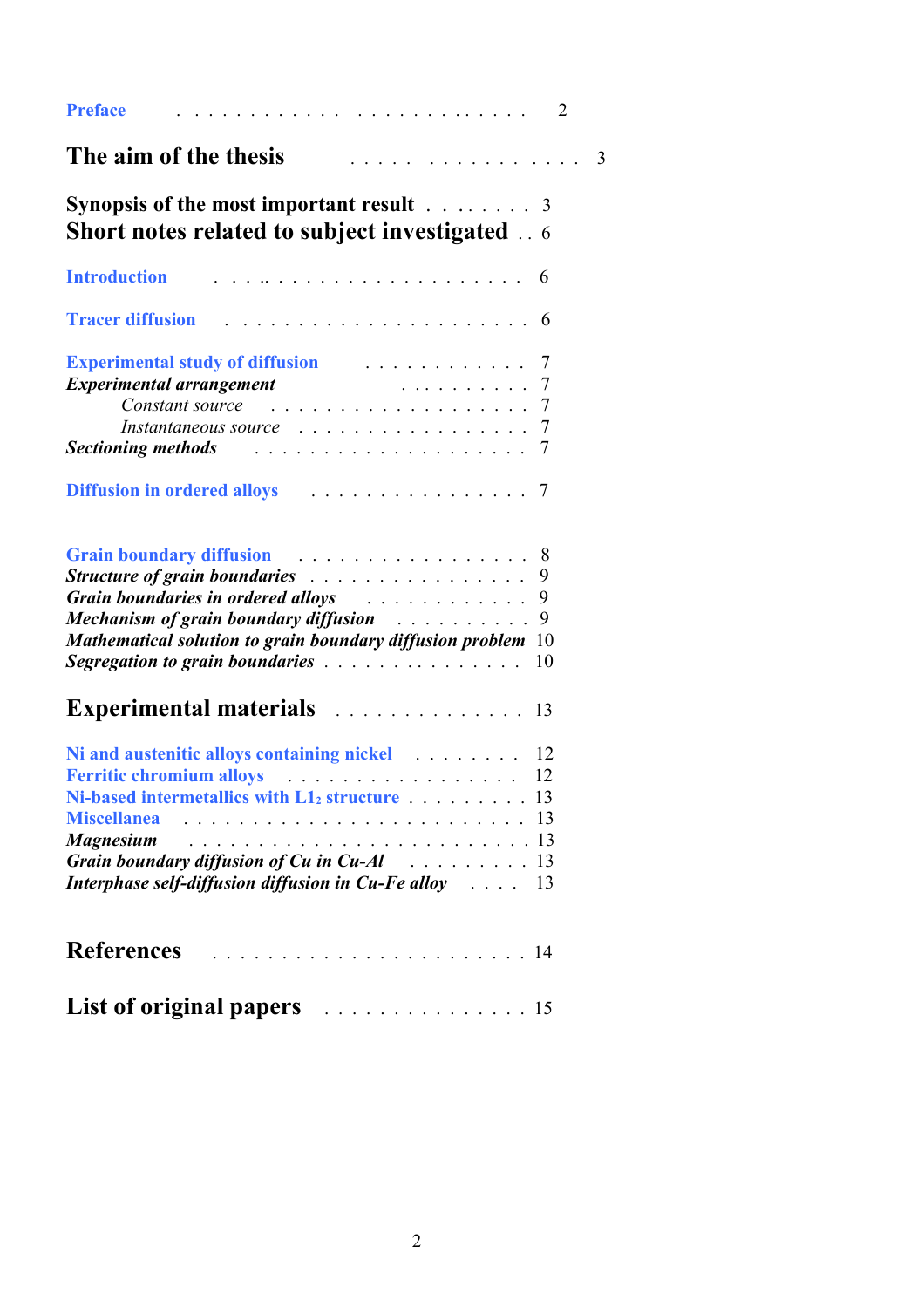Preface . . . . . . . . . . . . . . . . . . . . . . . . 2

**The aim of the thesis** . . . . . . . . . . . . . . . . 3

**Synopsis of the most important result** . . . . . . . . 3

**Short notes related to subject investigated** . . 6

Introduction . . . .. . . . . . . . . . . . . . . . . . . 6

Tracer diffusion . . . . . . . . . . . . . . . . . . . . . 6

Experimental study of diffusion . . . . . . . . . . . . . 7

***Experimental arrangement*** . . . . . . . . . . 7

*Constant source* . . . . . . . . . . . . . . . . . . . 7

*Instantaneous source* . . . . . . . . . . . . . . . . 7

***Sectioning methods*** . . . . . . . . . . . . . . . . . . 7

Diffusion in ordered alloys . . . . . . . . . . . . . . . . 7

Grain boundary diffusion . . . . . . . . . . . . . . . . . 8

***Structure of grain boundaries*** . . . . . . . . . . . . . . . . 9

***Grain boundaries in ordered alloys*** . . . . . . . . . . . . 9

***Mechanism of grain boundary diffusion*** . . . . . . . . . . 9

***Mathematical solution to grain boundary diffusion problem*** 10

***Segregation to grain boundaries*** . . . . . . . . . . . . . . 10

**Experimental materials** . . . . . . . . . . . . . . 13

Ni and austenitic alloys containing nickel . . . . . . . . 12

Ferritic chromium alloys . . . . . . . . . . . . . . . . . 12

Ni-based intermetallics with $L1_2$ structure . . . . . . . . . 13

Miscellanea . . . . . . . . . . . . . . . . . . . . . . . . 13

***Magnesium*** . . . . . . . . . . . . . . . . . . . . . . . 13

***Grain boundary diffusion of Cu in Cu-Al*** . . . . . . . . . 13

***Interphase self-diffusion diffusion in Cu-Fe alloy*** . . . . 13

**References** . . . . . . . . . . . . . . . . . . . . . . 14

**List of original papers** . . . . . . . . . . . . . . . 15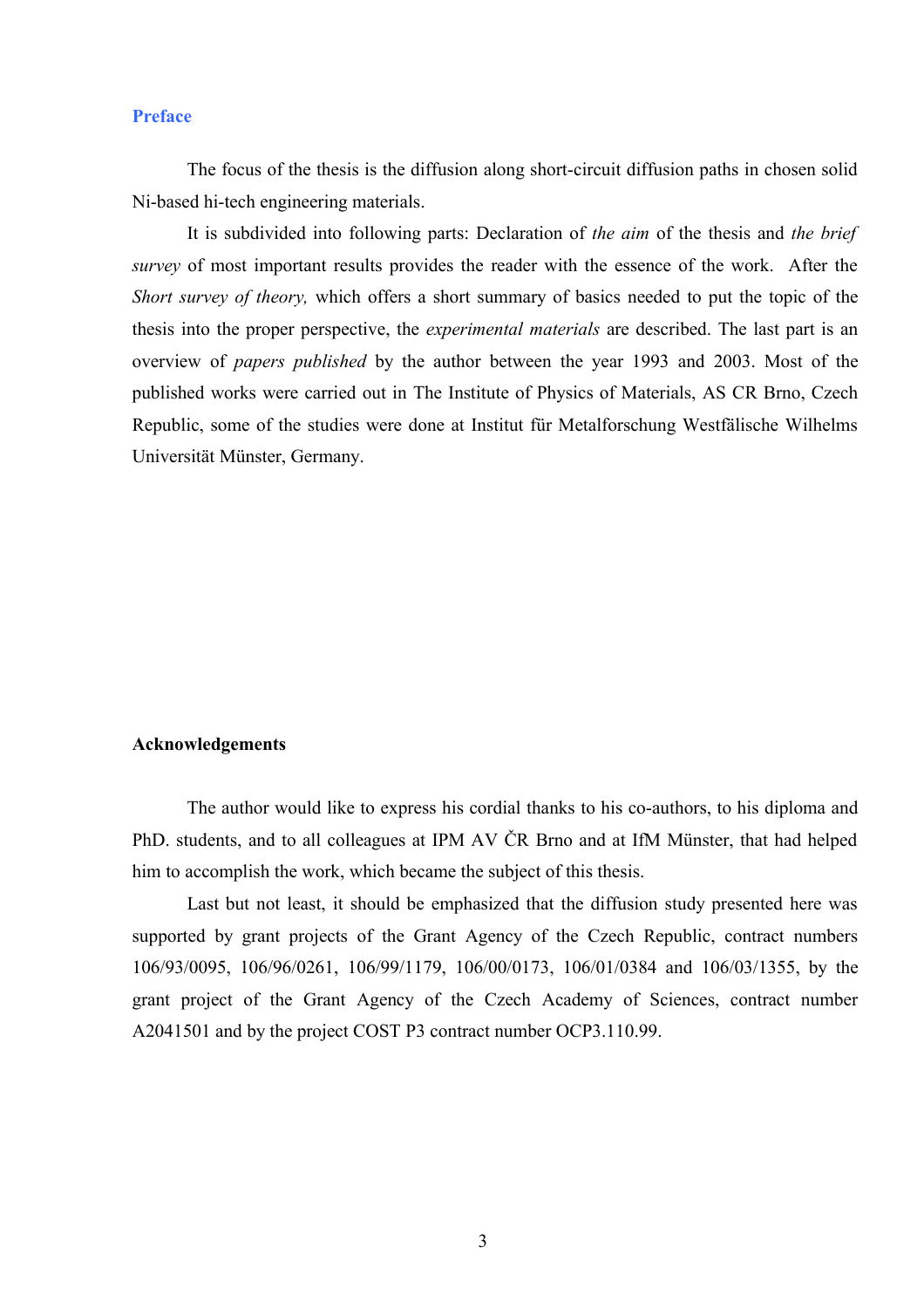## Preface

The focus of the thesis is the diffusion along short-circuit diffusion paths in chosen solid Ni-based hi-tech engineering materials.

It is subdivided into following parts: Declaration of *the aim* of the thesis and *the brief survey* of most important results provides the reader with the essence of the work. After the *Short survey of theory,* which offers a short summary of basics needed to put the topic of the thesis into the proper perspective, the *experimental materials* are described. The last part is an overview of *papers published* by the author between the year 1993 and 2003. Most of the published works were carried out in The Institute of Physics of Materials, AS CR Brno, Czech Republic, some of the studies were done at Institut für Metalforschung Westfälische Wilhelms Universität Münster, Germany.

## Acknowledgements

The author would like to express his cordial thanks to his co-authors, to his diploma and PhD. students, and to all colleagues at IPM AV ČR Brno and at IfM Münster, that had helped him to accomplish the work, which became the subject of this thesis.

Last but not least, it should be emphasized that the diffusion study presented here was supported by grant projects of the Grant Agency of the Czech Republic, contract numbers 106/93/0095, 106/96/0261, 106/99/1179, 106/00/0173, 106/01/0384 and 106/03/1355, by the grant project of the Grant Agency of the Czech Academy of Sciences, contract number A2041501 and by the project COST P3 contract number OCP3.110.99.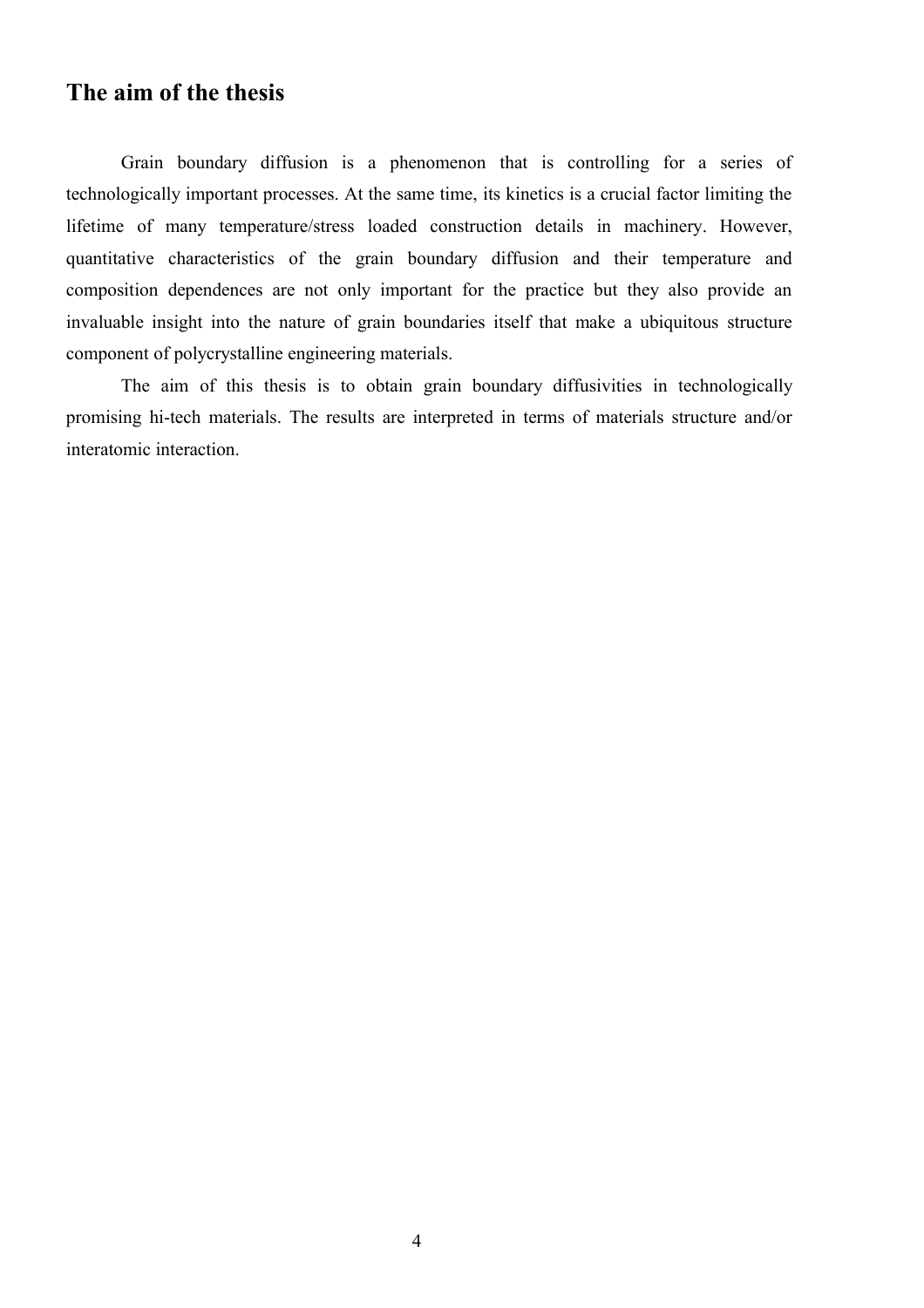## The aim of the thesis

Grain boundary diffusion is a phenomenon that is controlling for a series of technologically important processes. At the same time, its kinetics is a crucial factor limiting the lifetime of many temperature/stress loaded construction details in machinery. However, quantitative characteristics of the grain boundary diffusion and their temperature and composition dependences are not only important for the practice but they also provide an invaluable insight into the nature of grain boundaries itself that make a ubiquitous structure component of polycrystalline engineering materials.

The aim of this thesis is to obtain grain boundary diffusivities in technologically promising hi-tech materials. The results are interpreted in terms of materials structure and/or interatomic interaction.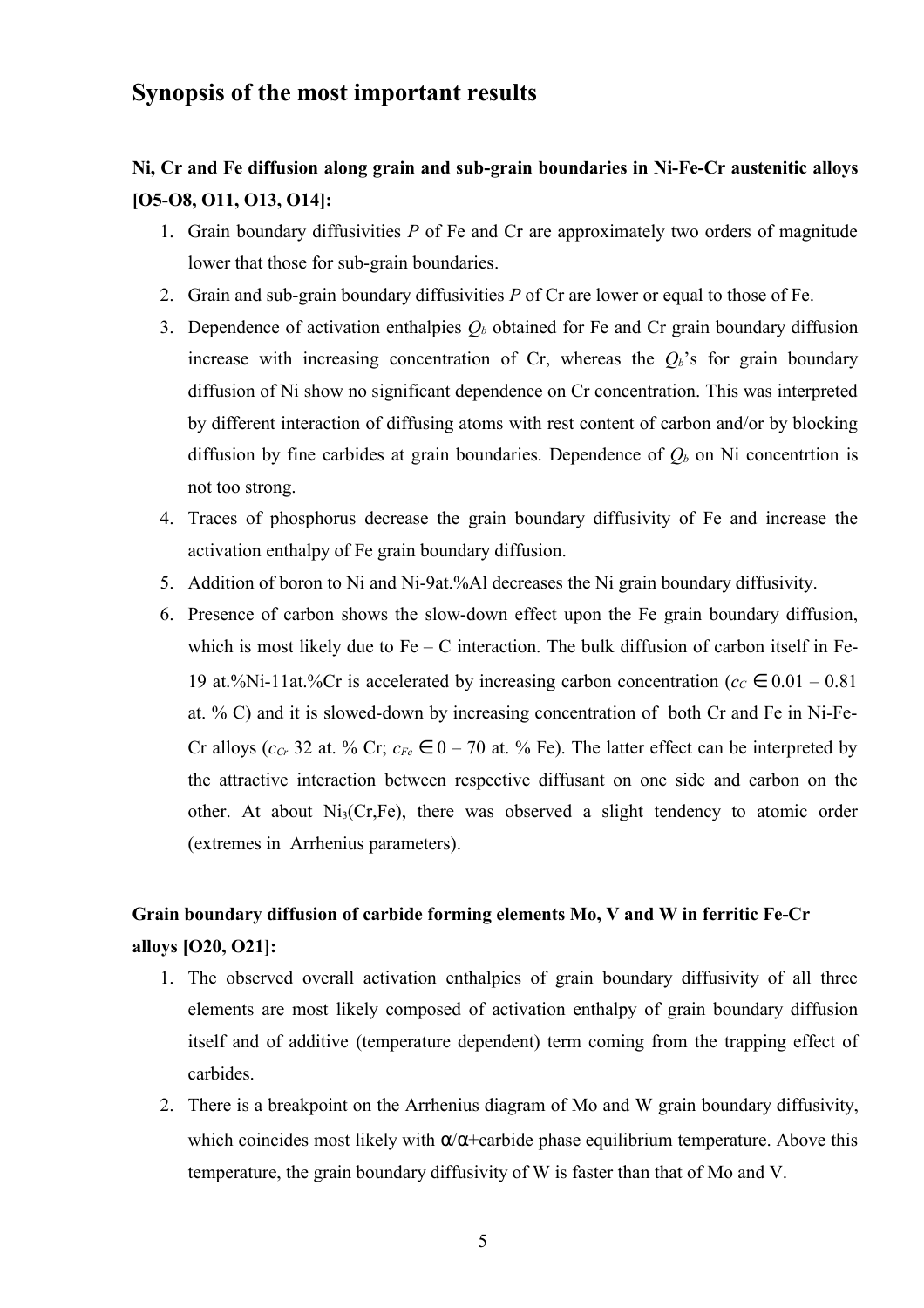## Synopsis of the most important results

### Ni, Cr and Fe diffusion along grain and sub-grain boundaries in Ni-Fe-Cr austenitic alloys [O5-O8, O11, O13, O14]:

1. Grain boundary diffusivities *P* of Fe and Cr are approximately two orders of magnitude lower that those for sub-grain boundaries.
2. Grain and sub-grain boundary diffusivities *P* of Cr are lower or equal to those of Fe.
3. Dependence of activation enthalpies $Q_b$ obtained for Fe and Cr grain boundary diffusion increase with increasing concentration of Cr, whereas the $Q_b$'s for grain boundary diffusion of Ni show no significant dependence on Cr concentration. This was interpreted by different interaction of diffusing atoms with rest content of carbon and/or by blocking diffusion by fine carbides at grain boundaries. Dependence of $Q_b$ on Ni concentrtion is not too strong.
4. Traces of phosphorus decrease the grain boundary diffusivity of Fe and increase the activation enthalpy of Fe grain boundary diffusion.
5. Addition of boron to Ni and Ni-9at.%Al decreases the Ni grain boundary diffusivity.
6. Presence of carbon shows the slow-down effect upon the Fe grain boundary diffusion, which is most likely due to Fe – C interaction. The bulk diffusion of carbon itself in Fe-19 at.%Ni-11at.%Cr is accelerated by increasing carbon concentration ($c_C \in 0.01 – 0.81$ at. % C) and it is slowed-down by increasing concentration of both Cr and Fe in Ni-Fe-Cr alloys ($c_{Cr}$ 32 at. % Cr; $c_{Fe} \in 0 – 70$ at. % Fe). The latter effect can be interpreted by the attractive interaction between respective diffusant on one side and carbon on the other. At about $Ni_3(Cr,Fe)$, there was observed a slight tendency to atomic order (extremes in Arrhenius parameters).

### Grain boundary diffusion of carbide forming elements Mo, V and W in ferritic Fe-Cr alloys [O20, O21]:

1. The observed overall activation enthalpies of grain boundary diffusivity of all three elements are most likely composed of activation enthalpy of grain boundary diffusion itself and of additive (temperature dependent) term coming from the trapping effect of carbides.
2. There is a breakpoint on the Arrhenius diagram of Mo and W grain boundary diffusivity, which coincides most likely with $\alpha/\alpha$+carbide phase equilibrium temperature. Above this temperature, the grain boundary diffusivity of W is faster than that of Mo and V.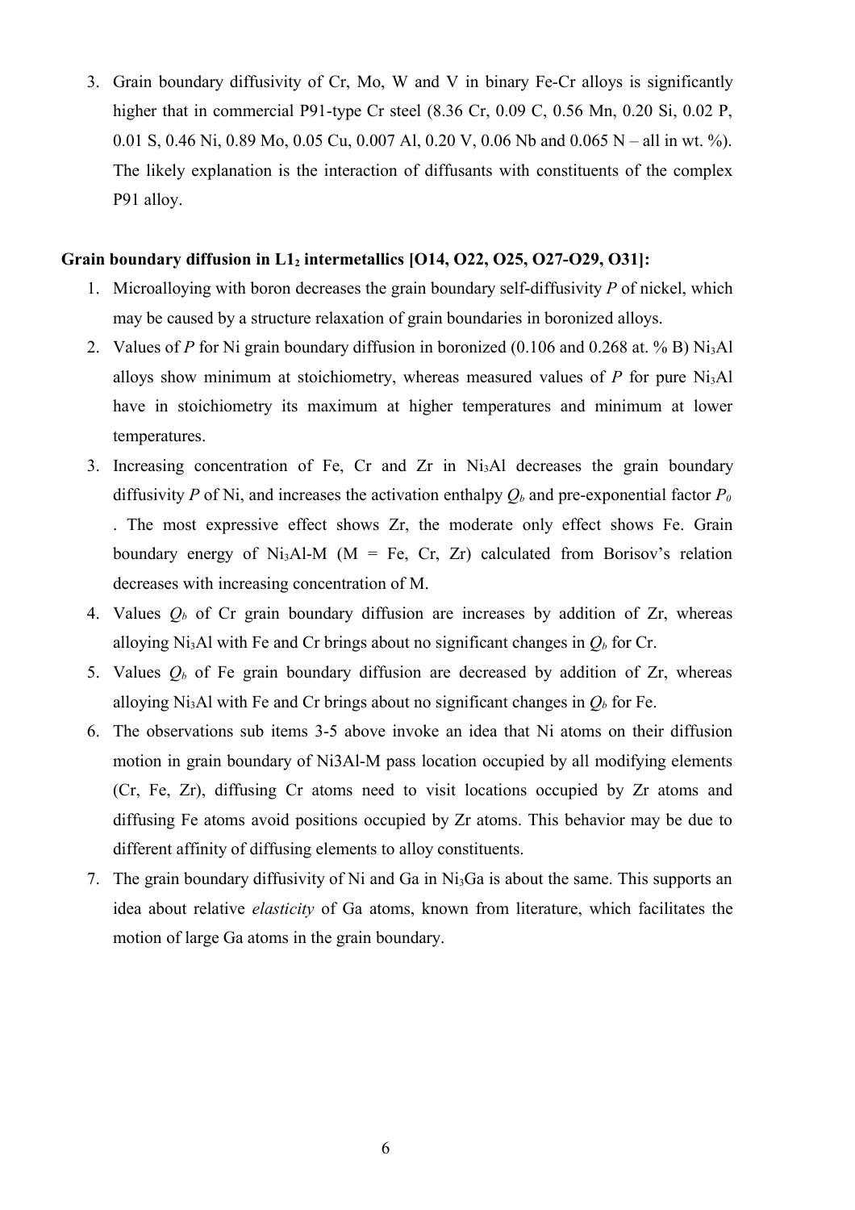3. Grain boundary diffusivity of Cr, Mo, W and V in binary Fe-Cr alloys is significantly higher that in commercial P91-type Cr steel (8.36 Cr, 0.09 C, 0.56 Mn, 0.20 Si, 0.02 P, 0.01 S, 0.46 Ni, 0.89 Mo, 0.05 Cu, 0.007 Al, 0.20 V, 0.06 Nb and 0.065 N – all in wt. %). The likely explanation is the interaction of diffusants with constituents of the complex P91 alloy.

**Grain boundary diffusion in $L1_2$ intermetallics [O14, O22, O25, O27-O29, O31]:**

1. Microalloying with boron decreases the grain boundary self-diffusivity $P$ of nickel, which may be caused by a structure relaxation of grain boundaries in boronized alloys.
2. Values of $P$ for Ni grain boundary diffusion in boronized (0.106 and 0.268 at. % B) $Ni_3Al$ alloys show minimum at stoichiometry, whereas measured values of $P$ for pure $Ni_3Al$ have in stoichiometry its maximum at higher temperatures and minimum at lower temperatures.
3. Increasing concentration of Fe, Cr and Zr in $Ni_3Al$ decreases the grain boundary diffusivity $P$ of Ni, and increases the activation enthalpy $Q_b$ and pre-exponential factor $P_0$ . The most expressive effect shows Zr, the moderate only effect shows Fe. Grain boundary energy of $Ni_3Al$-M (M = Fe, Cr, Zr) calculated from Borisov's relation decreases with increasing concentration of M.
4. Values $Q_b$ of Cr grain boundary diffusion are increases by addition of Zr, whereas alloying $Ni_3Al$ with Fe and Cr brings about no significant changes in $Q_b$ for Cr.
5. Values $Q_b$ of Fe grain boundary diffusion are decreased by addition of Zr, whereas alloying $Ni_3Al$ with Fe and Cr brings about no significant changes in $Q_b$ for Fe.
6. The observations sub items 3-5 above invoke an idea that Ni atoms on their diffusion motion in grain boundary of Ni3Al-M pass location occupied by all modifying elements (Cr, Fe, Zr), diffusing Cr atoms need to visit locations occupied by Zr atoms and diffusing Fe atoms avoid positions occupied by Zr atoms. This behavior may be due to different affinity of diffusing elements to alloy constituents.
7. The grain boundary diffusivity of Ni and Ga in $Ni_3Ga$ is about the same. This supports an idea about relative *elasticity* of Ga atoms, known from literature, which facilitates the motion of large Ga atoms in the grain boundary.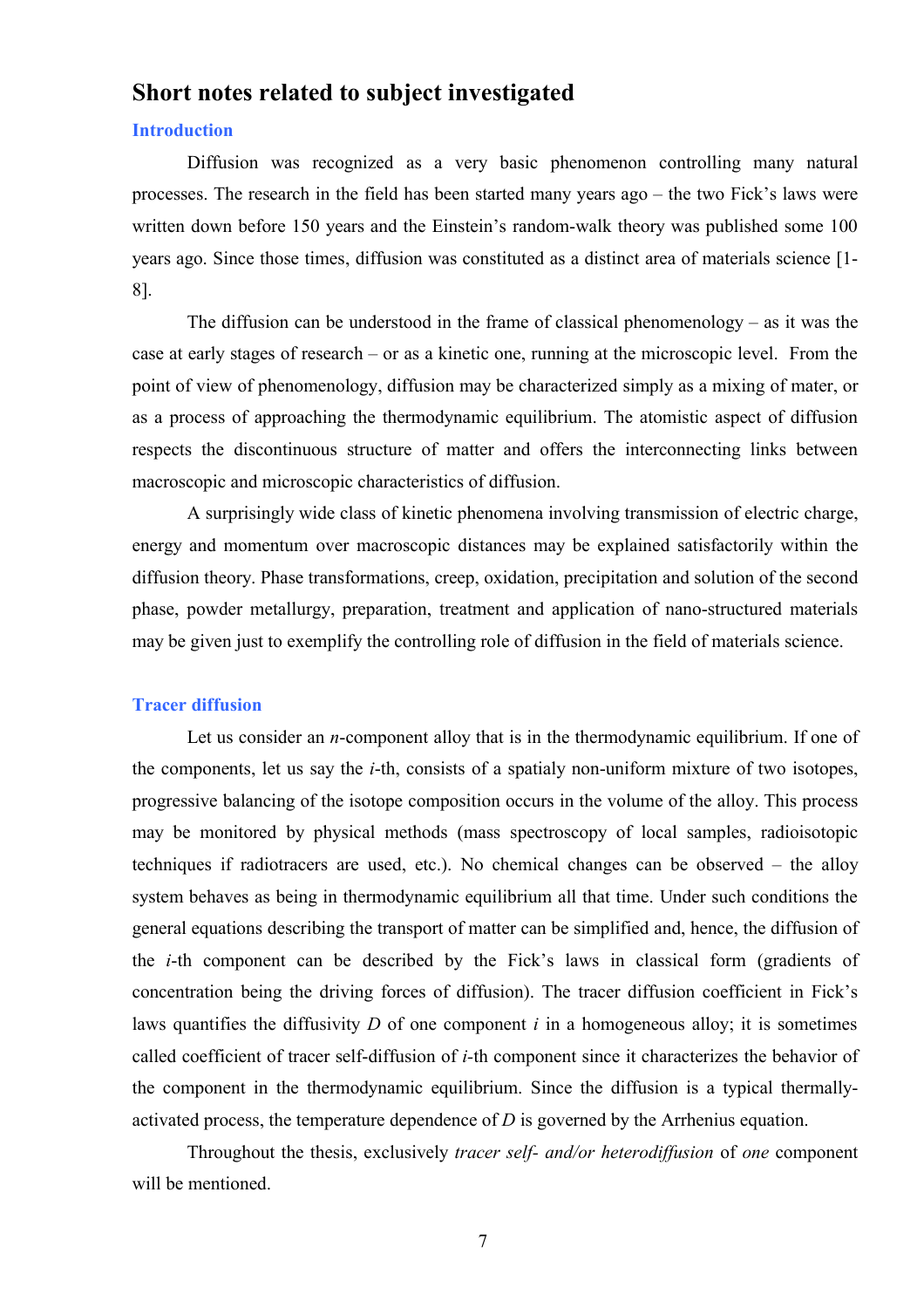# Short notes related to subject investigated

## Introduction

Diffusion was recognized as a very basic phenomenon controlling many natural processes. The research in the field has been started many years ago – the two Fick's laws were written down before 150 years and the Einstein's random-walk theory was published some 100 years ago. Since those times, diffusion was constituted as a distinct area of materials science [1-8].

The diffusion can be understood in the frame of classical phenomenology – as it was the case at early stages of research – or as a kinetic one, running at the microscopic level. From the point of view of phenomenology, diffusion may be characterized simply as a mixing of mater, or as a process of approaching the thermodynamic equilibrium. The atomistic aspect of diffusion respects the discontinuous structure of matter and offers the interconnecting links between macroscopic and microscopic characteristics of diffusion.

A surprisingly wide class of kinetic phenomena involving transmission of electric charge, energy and momentum over macroscopic distances may be explained satisfactorily within the diffusion theory. Phase transformations, creep, oxidation, precipitation and solution of the second phase, powder metallurgy, preparation, treatment and application of nano-structured materials may be given just to exemplify the controlling role of diffusion in the field of materials science.

## Tracer diffusion

Let us consider an $n$-component alloy that is in the thermodynamic equilibrium. If one of the components, let us say the $i$-th, consists of a spatialy non-uniform mixture of two isotopes, progressive balancing of the isotope composition occurs in the volume of the alloy. This process may be monitored by physical methods (mass spectroscopy of local samples, radioisotopic techniques if radiotracers are used, etc.). No chemical changes can be observed – the alloy system behaves as being in thermodynamic equilibrium all that time. Under such conditions the general equations describing the transport of matter can be simplified and, hence, the diffusion of the $i$-th component can be described by the Fick's laws in classical form (gradients of concentration being the driving forces of diffusion). The tracer diffusion coefficient in Fick's laws quantifies the diffusivity $D$ of one component $i$ in a homogeneous alloy; it is sometimes called coefficient of tracer self-diffusion of $i$-th component since it characterizes the behavior of the component in the thermodynamic equilibrium. Since the diffusion is a typical thermally-activated process, the temperature dependence of $D$ is governed by the Arrhenius equation.

Throughout the thesis, exclusively *tracer self- and/or heterodiffusion* of *one* component will be mentioned.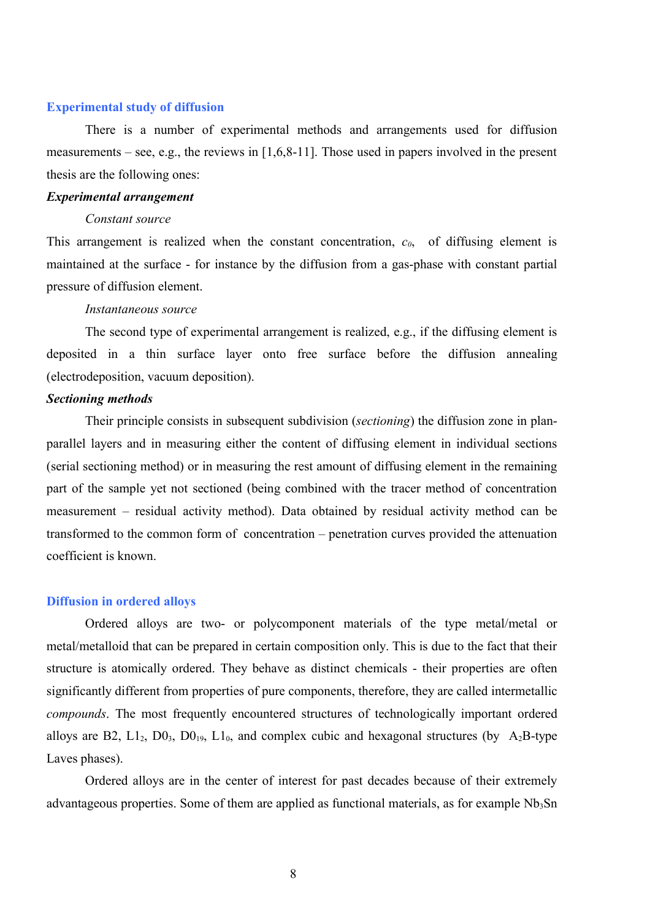## Experimental study of diffusion

There is a number of experimental methods and arrangements used for diffusion measurements – see, e.g., the reviews in [1,6,8-11]. Those used in papers involved in the present thesis are the following ones:

### *Experimental arrangement*

*Constant source*

This arrangement is realized when the constant concentration, $c_0$, of diffusing element is maintained at the surface - for instance by the diffusion from a gas-phase with constant partial pressure of diffusion element.

*Instantaneous source*

The second type of experimental arrangement is realized, e.g., if the diffusing element is deposited in a thin surface layer onto free surface before the diffusion annealing (electrodeposition, vacuum deposition).

### *Sectioning methods*

Their principle consists in subsequent subdivision (*sectioning*) the diffusion zone in plan-parallel layers and in measuring either the content of diffusing element in individual sections (serial sectioning method) or in measuring the rest amount of diffusing element in the remaining part of the sample yet not sectioned (being combined with the tracer method of concentration measurement – residual activity method). Data obtained by residual activity method can be transformed to the common form of concentration – penetration curves provided the attenuation coefficient is known.

## Diffusion in ordered alloys

Ordered alloys are two- or polycomponent materials of the type metal/metal or metal/metalloid that can be prepared in certain composition only. This is due to the fact that their structure is atomically ordered. They behave as distinct chemicals - their properties are often significantly different from properties of pure components, therefore, they are called intermetallic *compounds*. The most frequently encountered structures of technologically important ordered alloys are B2, $L1_2$, $D0_3$, $D0_{19}$, $L1_0$, and complex cubic and hexagonal structures (by $A_2B$-type Laves phases).

Ordered alloys are in the center of interest for past decades because of their extremely advantageous properties. Some of them are applied as functional materials, as for example $Nb_3Sn$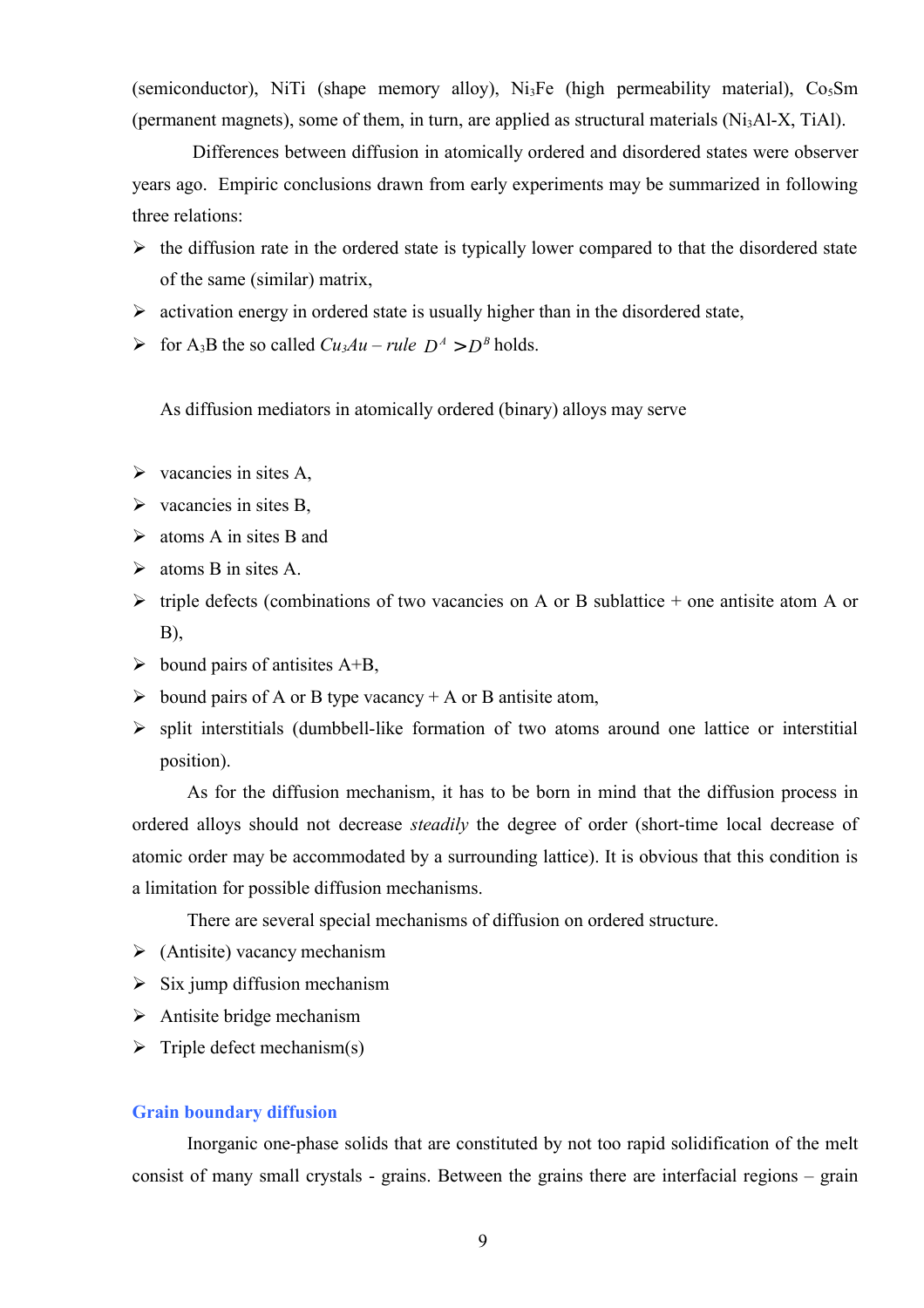(semiconductor), NiTi (shape memory alloy), $Ni_3Fe$ (high permeability material), $Co_5Sm$ (permanent magnets), some of them, in turn, are applied as structural materials ($Ni_3Al$-X, TiAl).

Differences between diffusion in atomically ordered and disordered states were observer years ago. Empiric conclusions drawn from early experiments may be summarized in following three relations:

- the diffusion rate in the ordered state is typically lower compared to that the disordered state of the same (similar) matrix,
- activation energy in ordered state is usually higher than in the disordered state,
- for $A_3B$ the so called *$Cu_3Au$ – rule* $D^A > D^B$ holds.

As diffusion mediators in atomically ordered (binary) alloys may serve

- vacancies in sites A,
- vacancies in sites B,
- atoms A in sites B and
- atoms B in sites A.
- triple defects (combinations of two vacancies on A or B sublattice + one antisite atom A or B),
- bound pairs of antisites A+B,
- bound pairs of A or B type vacancy + A or B antisite atom,
- split interstitials (dumbbell-like formation of two atoms around one lattice or interstitial position).

As for the diffusion mechanism, it has to be born in mind that the diffusion process in ordered alloys should not decrease *steadily* the degree of order (short-time local decrease of atomic order may be accommodated by a surrounding lattice). It is obvious that this condition is a limitation for possible diffusion mechanisms.

There are several special mechanisms of diffusion on ordered structure.

- (Antisite) vacancy mechanism
- Six jump diffusion mechanism
- Antisite bridge mechanism
- Triple defect mechanism(s)

## Grain boundary diffusion

Inorganic one-phase solids that are constituted by not too rapid solidification of the melt consist of many small crystals - grains. Between the grains there are interfacial regions – grain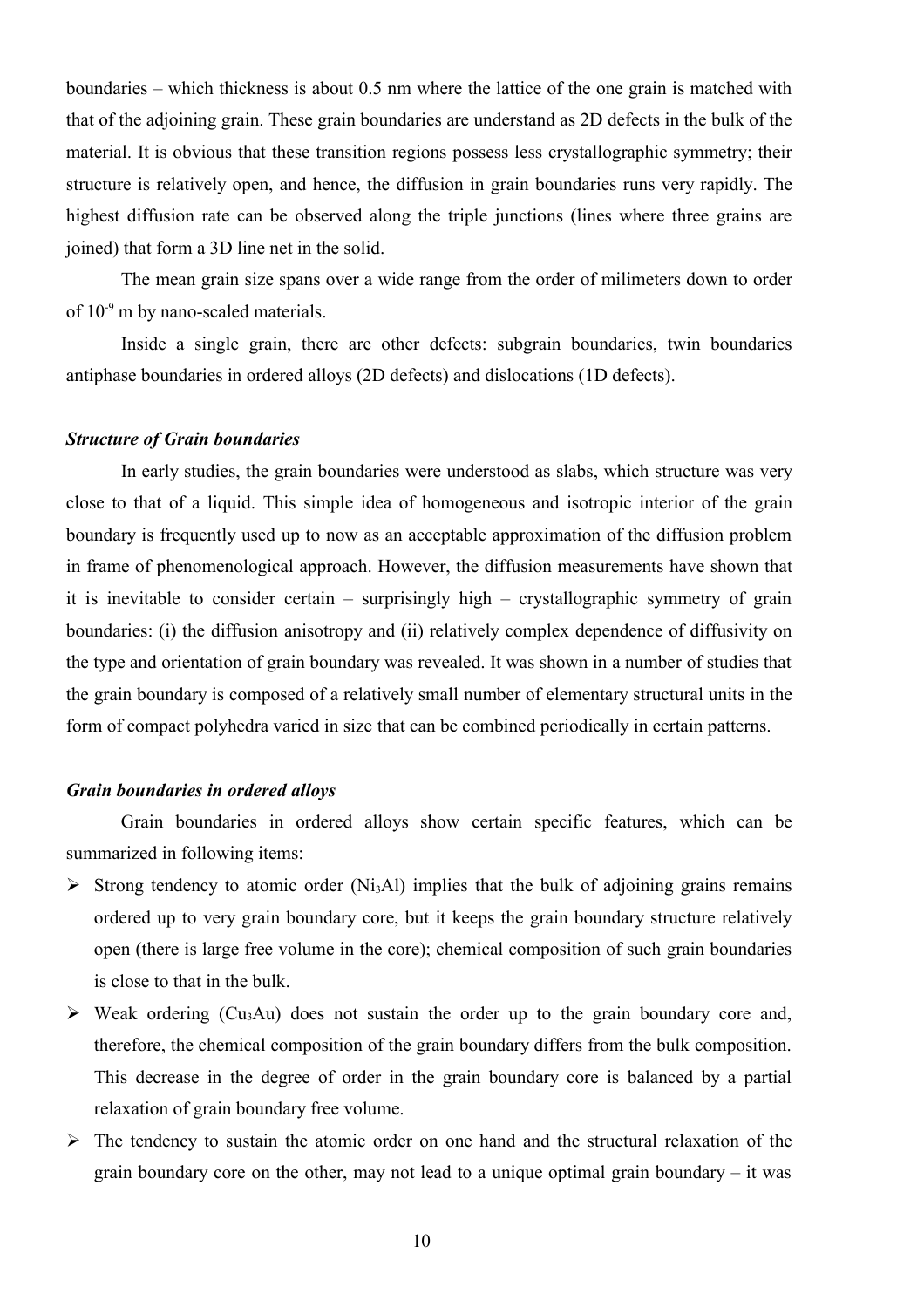boundaries – which thickness is about 0.5 nm where the lattice of the one grain is matched with that of the adjoining grain. These grain boundaries are understand as 2D defects in the bulk of the material. It is obvious that these transition regions possess less crystallographic symmetry; their structure is relatively open, and hence, the diffusion in grain boundaries runs very rapidly. The highest diffusion rate can be observed along the triple junctions (lines where three grains are joined) that form a 3D line net in the solid.

The mean grain size spans over a wide range from the order of milimeters down to order of $10^{-9}$ m by nano-scaled materials.

Inside a single grain, there are other defects: subgrain boundaries, twin boundaries antiphase boundaries in ordered alloys (2D defects) and dislocations (1D defects).

### *Structure of Grain boundaries*

In early studies, the grain boundaries were understood as slabs, which structure was very close to that of a liquid. This simple idea of homogeneous and isotropic interior of the grain boundary is frequently used up to now as an acceptable approximation of the diffusion problem in frame of phenomenological approach. However, the diffusion measurements have shown that it is inevitable to consider certain – surprisingly high – crystallographic symmetry of grain boundaries: (i) the diffusion anisotropy and (ii) relatively complex dependence of diffusivity on the type and orientation of grain boundary was revealed. It was shown in a number of studies that the grain boundary is composed of a relatively small number of elementary structural units in the form of compact polyhedra varied in size that can be combined periodically in certain patterns.

### *Grain boundaries in ordered alloys*

Grain boundaries in ordered alloys show certain specific features, which can be summarized in following items:

- Strong tendency to atomic order ($Ni_3Al$) implies that the bulk of adjoining grains remains ordered up to very grain boundary core, but it keeps the grain boundary structure relatively open (there is large free volume in the core); chemical composition of such grain boundaries is close to that in the bulk.
- Weak ordering ($Cu_3Au$) does not sustain the order up to the grain boundary core and, therefore, the chemical composition of the grain boundary differs from the bulk composition. This decrease in the degree of order in the grain boundary core is balanced by a partial relaxation of grain boundary free volume.
- The tendency to sustain the atomic order on one hand and the structural relaxation of the grain boundary core on the other, may not lead to a unique optimal grain boundary – it was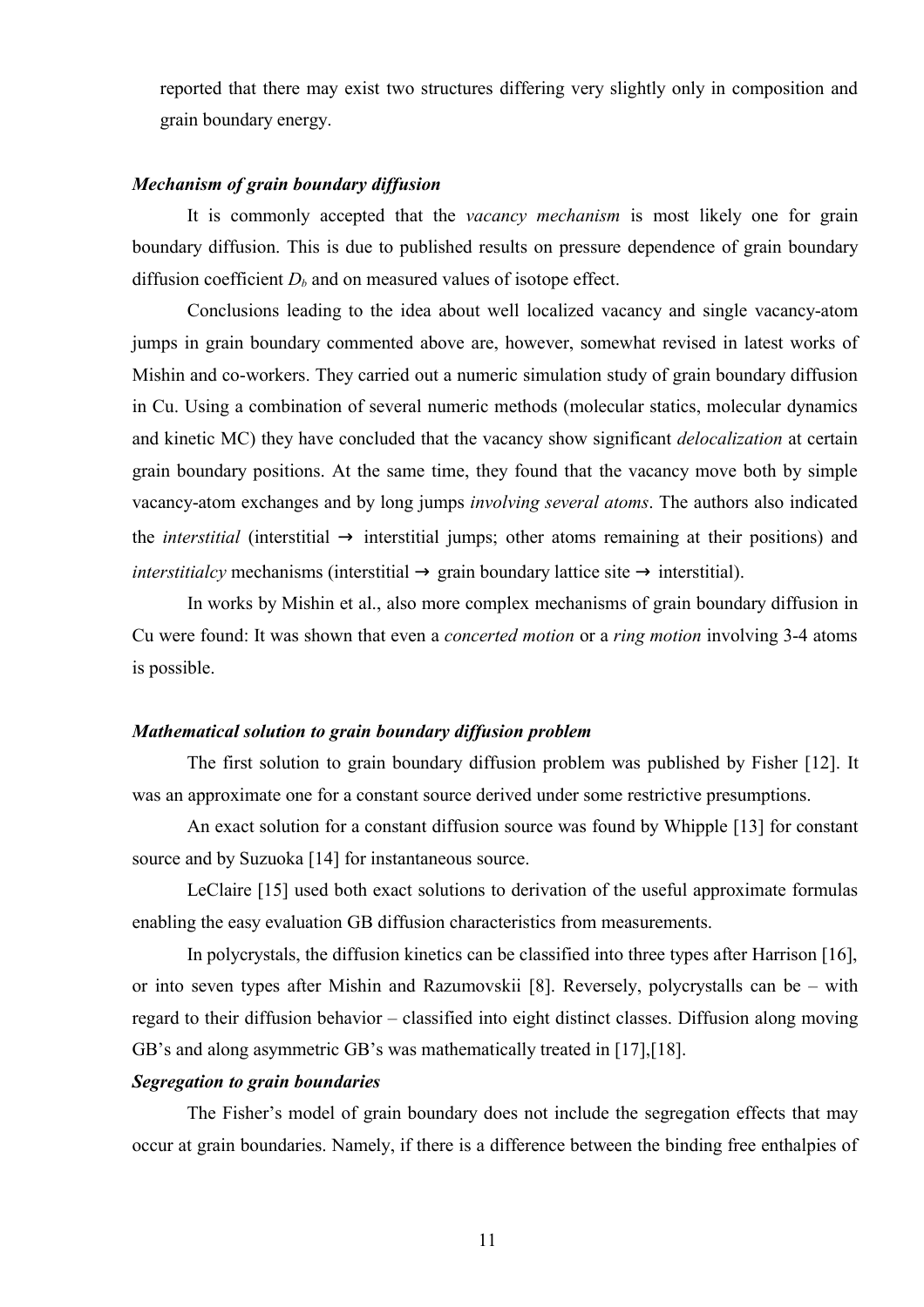reported that there may exist two structures differing very slightly only in composition and grain boundary energy.

***Mechanism of grain boundary diffusion***

It is commonly accepted that the *vacancy mechanism* is most likely one for grain boundary diffusion. This is due to published results on pressure dependence of grain boundary diffusion coefficient $D_b$ and on measured values of isotope effect.

Conclusions leading to the idea about well localized vacancy and single vacancy-atom jumps in grain boundary commented above are, however, somewhat revised in latest works of Mishin and co-workers. They carried out a numeric simulation study of grain boundary diffusion in Cu. Using a combination of several numeric methods (molecular statics, molecular dynamics and kinetic MC) they have concluded that the vacancy show significant *delocalization* at certain grain boundary positions. At the same time, they found that the vacancy move both by simple vacancy-atom exchanges and by long jumps *involving several atoms*. The authors also indicated the *interstitial* (interstitial → interstitial jumps; other atoms remaining at their positions) and *interstitialcy* mechanisms (interstitial → grain boundary lattice site → interstitial).

In works by Mishin et al., also more complex mechanisms of grain boundary diffusion in Cu were found: It was shown that even a *concerted motion* or a *ring motion* involving 3-4 atoms is possible.

***Mathematical solution to grain boundary diffusion problem***

The first solution to grain boundary diffusion problem was published by Fisher [12]. It was an approximate one for a constant source derived under some restrictive presumptions.

An exact solution for a constant diffusion source was found by Whipple [13] for constant source and by Suzuoka [14] for instantaneous source.

LeClaire [15] used both exact solutions to derivation of the useful approximate formulas enabling the easy evaluation GB diffusion characteristics from measurements.

In polycrystals, the diffusion kinetics can be classified into three types after Harrison [16], or into seven types after Mishin and Razumovskii [8]. Reversely, polycrystalls can be – with regard to their diffusion behavior – classified into eight distinct classes. Diffusion along moving GB's and along asymmetric GB's was mathematically treated in [17],[18].

***Segregation to grain boundaries***

The Fisher's model of grain boundary does not include the segregation effects that may occur at grain boundaries. Namely, if there is a difference between the binding free enthalpies of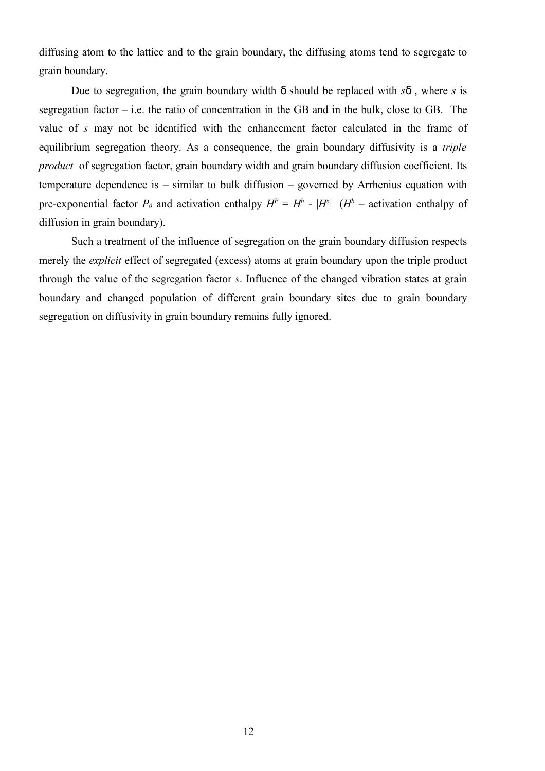diffusing atom to the lattice and to the grain boundary, the diffusing atoms tend to segregate to grain boundary.

Due to segregation, the grain boundary width δ should be replaced with $s\delta$ , where $s$ is segregation factor – i.e. the ratio of concentration in the GB and in the bulk, close to GB. The value of $s$ may not be identified with the enhancement factor calculated in the frame of equilibrium segregation theory. As a consequence, the grain boundary diffusivity is a *triple product* of segregation factor, grain boundary width and grain boundary diffusion coefficient. Its temperature dependence is – similar to bulk diffusion – governed by Arrhenius equation with pre-exponential factor $P_0$ and activation enthalpy $H^P = H^b - |H^s|$ ($H^b$ – activation enthalpy of diffusion in grain boundary).

Such a treatment of the influence of segregation on the grain boundary diffusion respects merely the *explicit* effect of segregated (excess) atoms at grain boundary upon the triple product through the value of the segregation factor $s$. Influence of the changed vibration states at grain boundary and changed population of different grain boundary sites due to grain boundary segregation on diffusivity in grain boundary remains fully ignored.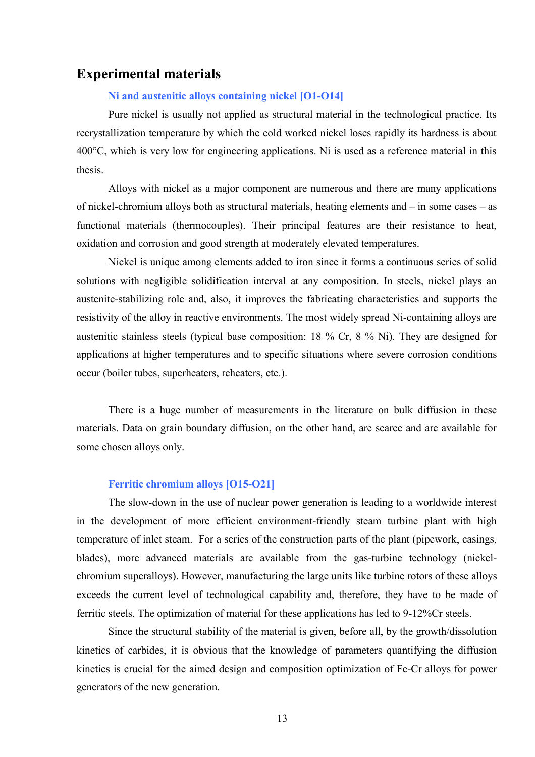## Experimental materials

### Ni and austenitic alloys containing nickel [O1-O14]

Pure nickel is usually not applied as structural material in the technological practice. Its recrystallization temperature by which the cold worked nickel loses rapidly its hardness is about 400°C, which is very low for engineering applications. Ni is used as a reference material in this thesis.

Alloys with nickel as a major component are numerous and there are many applications of nickel-chromium alloys both as structural materials, heating elements and – in some cases – as functional materials (thermocouples). Their principal features are their resistance to heat, oxidation and corrosion and good strength at moderately elevated temperatures.

Nickel is unique among elements added to iron since it forms a continuous series of solid solutions with negligible solidification interval at any composition. In steels, nickel plays an austenite-stabilizing role and, also, it improves the fabricating characteristics and supports the resistivity of the alloy in reactive environments. The most widely spread Ni-containing alloys are austenitic stainless steels (typical base composition: 18 % Cr, 8 % Ni). They are designed for applications at higher temperatures and to specific situations where severe corrosion conditions occur (boiler tubes, superheaters, reheaters, etc.).

There is a huge number of measurements in the literature on bulk diffusion in these materials. Data on grain boundary diffusion, on the other hand, are scarce and are available for some chosen alloys only.

### Ferritic chromium alloys [O15-O21]

The slow-down in the use of nuclear power generation is leading to a worldwide interest in the development of more efficient environment-friendly steam turbine plant with high temperature of inlet steam. For a series of the construction parts of the plant (pipework, casings, blades), more advanced materials are available from the gas-turbine technology (nickel-chromium superalloys). However, manufacturing the large units like turbine rotors of these alloys exceeds the current level of technological capability and, therefore, they have to be made of ferritic steels. The optimization of material for these applications has led to 9-12%Cr steels.

Since the structural stability of the material is given, before all, by the growth/dissolution kinetics of carbides, it is obvious that the knowledge of parameters quantifying the diffusion kinetics is crucial for the aimed design and composition optimization of Fe-Cr alloys for power generators of the new generation.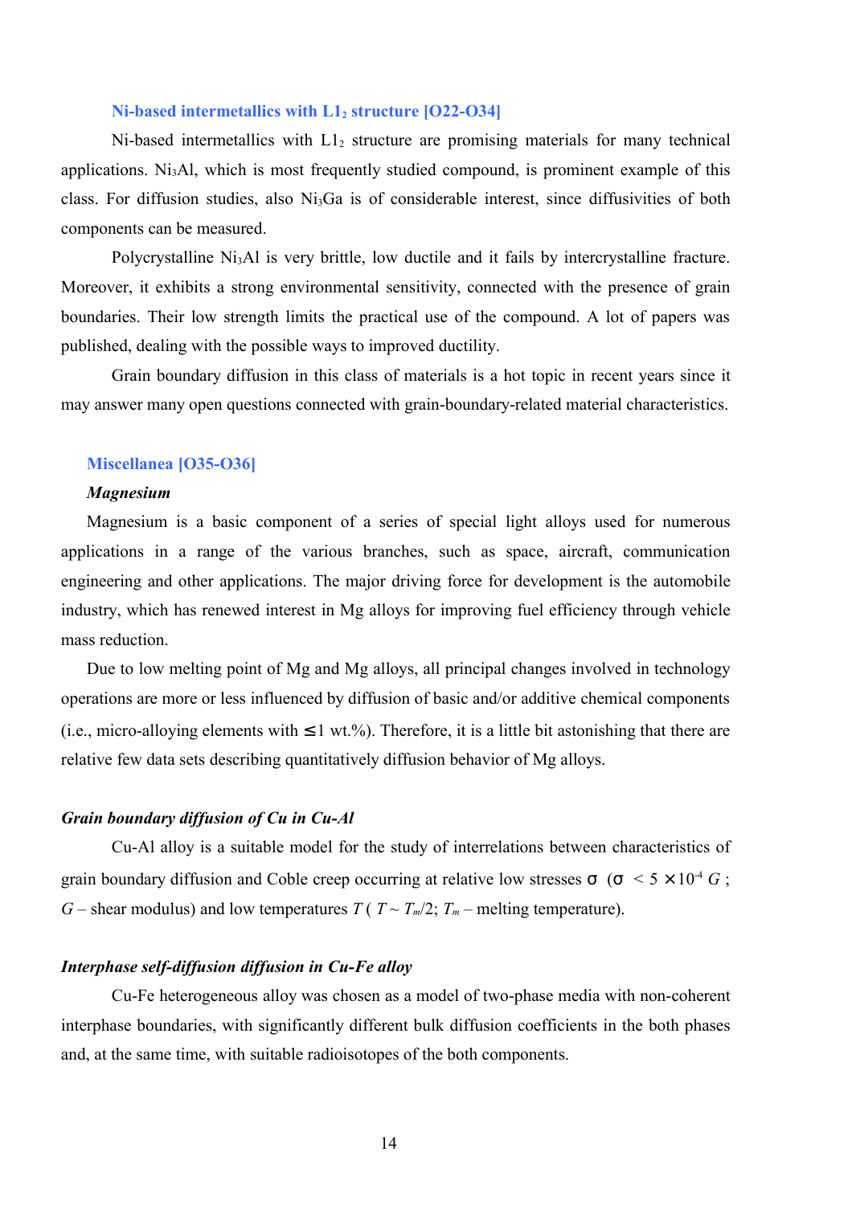### Ni-based intermetallics with $L1_2$ structure [O22-O34]

Ni-based intermetallics with $L1_2$ structure are promising materials for many technical applications. $Ni_3Al$, which is most frequently studied compound, is prominent example of this class. For diffusion studies, also $Ni_3Ga$ is of considerable interest, since diffusivities of both components can be measured.

Polycrystalline $Ni_3Al$ is very brittle, low ductile and it fails by intercrystalline fracture. Moreover, it exhibits a strong environmental sensitivity, connected with the presence of grain boundaries. Their low strength limits the practical use of the compound. A lot of papers was published, dealing with the possible ways to improved ductility.

Grain boundary diffusion in this class of materials is a hot topic in recent years since it may answer many open questions connected with grain-boundary-related material characteristics.

### Miscellanea [O35-O36]

#### *Magnesium*

Magnesium is a basic component of a series of special light alloys used for numerous applications in a range of the various branches, such as space, aircraft, communication engineering and other applications. The major driving force for development is the automobile industry, which has renewed interest in Mg alloys for improving fuel efficiency through vehicle mass reduction.

Due to low melting point of Mg and Mg alloys, all principal changes involved in technology operations are more or less influenced by diffusion of basic and/or additive chemical components (i.e., micro-alloying elements with $\leq 1$ wt.%). Therefore, it is a little bit astonishing that there are relative few data sets describing quantitatively diffusion behavior of Mg alloys.

#### *Grain boundary diffusion of Cu in Cu-Al*

Cu-Al alloy is a suitable model for the study of interrelations between characteristics of grain boundary diffusion and Coble creep occurring at relative low stresses $\sigma$ ($\sigma < 5 \times 10^{-4}\,G$; $G$ – shear modulus) and low temperatures $T$ ( $T \sim T_m/2$; $T_m$ – melting temperature).

#### *Interphase self-diffusion diffusion in Cu-Fe alloy*

Cu-Fe heterogeneous alloy was chosen as a model of two-phase media with non-coherent interphase boundaries, with significantly different bulk diffusion coefficients in the both phases and, at the same time, with suitable radioisotopes of the both components.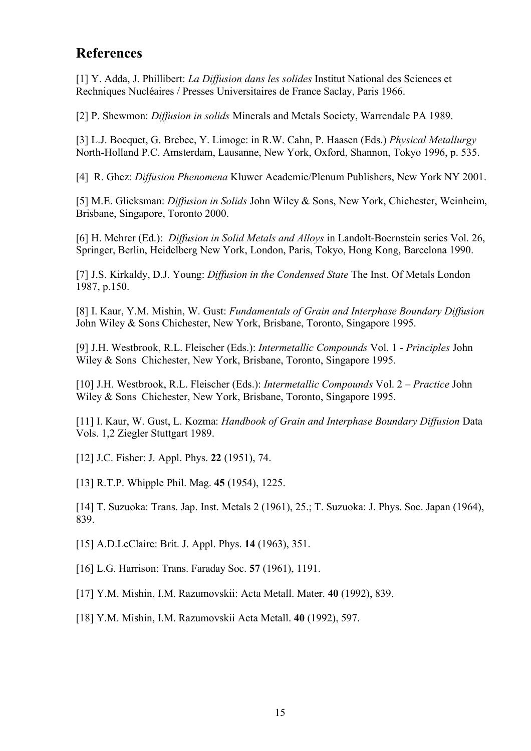## References

[1] Y. Adda, J. Phillibert: *La Diffusion dans les solides* Institut National des Sciences et Rechniques Nucléaires / Presses Universitaires de France Saclay, Paris 1966.

[2] P. Shewmon: *Diffusion in solids* Minerals and Metals Society, Warrendale PA 1989.

[3] L.J. Bocquet, G. Brebec, Y. Limoge: in R.W. Cahn, P. Haasen (Eds.) *Physical Metallurgy* North-Holland P.C. Amsterdam, Lausanne, New York, Oxford, Shannon, Tokyo 1996, p. 535.

[4] R. Ghez: *Diffusion Phenomena* Kluwer Academic/Plenum Publishers, New York NY 2001.

[5] M.E. Glicksman: *Diffusion in Solids* John Wiley & Sons, New York, Chichester, Weinheim, Brisbane, Singapore, Toronto 2000.

[6] H. Mehrer (Ed.): *Diffusion in Solid Metals and Alloys* in Landolt-Boernstein series Vol. 26, Springer, Berlin, Heidelberg New York, London, Paris, Tokyo, Hong Kong, Barcelona 1990.

[7] J.S. Kirkaldy, D.J. Young: *Diffusion in the Condensed State* The Inst. Of Metals London 1987, p.150.

[8] I. Kaur, Y.M. Mishin, W. Gust: *Fundamentals of Grain and Interphase Boundary Diffusion* John Wiley & Sons Chichester, New York, Brisbane, Toronto, Singapore 1995.

[9] J.H. Westbrook, R.L. Fleischer (Eds.): *Intermetallic Compounds* Vol. 1 - *Principles* John Wiley & Sons Chichester, New York, Brisbane, Toronto, Singapore 1995.

[10] J.H. Westbrook, R.L. Fleischer (Eds.): *Intermetallic Compounds* Vol. 2 – *Practice* John Wiley & Sons Chichester, New York, Brisbane, Toronto, Singapore 1995.

[11] I. Kaur, W. Gust, L. Kozma: *Handbook of Grain and Interphase Boundary Diffusion* Data Vols. 1,2 Ziegler Stuttgart 1989.

[12] J.C. Fisher: J. Appl. Phys. **22** (1951), 74.

[13] R.T.P. Whipple Phil. Mag. **45** (1954), 1225.

[14] T. Suzuoka: Trans. Jap. Inst. Metals 2 (1961), 25.; T. Suzuoka: J. Phys. Soc. Japan (1964), 839.

[15] A.D.LeClaire: Brit. J. Appl. Phys. **14** (1963), 351.

[16] L.G. Harrison: Trans. Faraday Soc. **57** (1961), 1191.

[17] Y.M. Mishin, I.M. Razumovskii: Acta Metall. Mater. **40** (1992), 839.

[18] Y.M. Mishin, I.M. Razumovskii Acta Metall. **40** (1992), 597.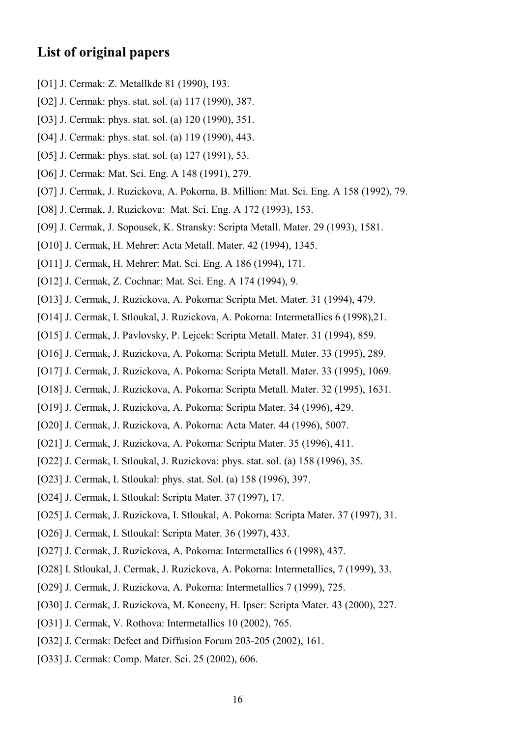## List of original papers

[O1] J. Cermak: Z. Metallkde 81 (1990), 193.

[O2] J. Cermak: phys. stat. sol. (a) 117 (1990), 387.

[O3] J. Cermak: phys. stat. sol. (a) 120 (1990), 351.

[O4] J. Cermak: phys. stat. sol. (a) 119 (1990), 443.

[O5] J. Cermak: phys. stat. sol. (a) 127 (1991), 53.

[O6] J. Cermak: Mat. Sci. Eng. A 148 (1991), 279.

[O7] J. Cermak, J. Ruzickova, A. Pokorna, B. Million: Mat. Sci. Eng. A 158 (1992), 79.

[O8] J. Cermak, J. Ruzickova: Mat. Sci. Eng. A 172 (1993), 153.

[O9] J. Cermak, J. Sopousek, K. Stransky: Scripta Metall. Mater. 29 (1993), 1581.

[O10] J. Cermak, H. Mehrer: Acta Metall. Mater. 42 (1994), 1345.

[O11] J. Cermak, H. Mehrer: Mat. Sci. Eng. A 186 (1994), 171.

[O12] J. Cermak, Z. Cochnar: Mat. Sci. Eng. A 174 (1994), 9.

[O13] J. Cermak, J. Ruzickova, A. Pokorna: Scripta Met. Mater. 31 (1994), 479.

[O14] J. Cermak, I. Stloukal, J. Ruzickova, A. Pokorna: Intermetallics 6 (1998),21.

[O15] J. Cermak, J. Pavlovsky, P. Lejcek: Scripta Metall. Mater. 31 (1994), 859.

[O16] J. Cermak, J. Ruzickova, A. Pokorna: Scripta Metall. Mater. 33 (1995), 289.

[O17] J. Cermak, J. Ruzickova, A. Pokorna: Scripta Metall. Mater. 33 (1995), 1069.

[O18] J. Cermak, J. Ruzickova, A. Pokorna: Scripta Metall. Mater. 32 (1995), 1631.

[O19] J. Cermak, J. Ruzickova, A. Pokorna: Scripta Mater. 34 (1996), 429.

[O20] J. Cermak, J. Ruzickova, A. Pokorna: Acta Mater. 44 (1996), 5007.

[O21] J. Cermak, J. Ruzickova, A. Pokorna: Scripta Mater. 35 (1996), 411.

[O22] J. Cermak, I. Stloukal, J. Ruzickova: phys. stat. sol. (a) 158 (1996), 35.

[O23] J. Cermak, I. Stloukal: phys. stat. Sol. (a) 158 (1996), 397.

[O24] J. Cermak, I. Stloukal: Scripta Mater. 37 (1997), 17.

[O25] J. Cermak, J. Ruzickova, I. Stloukal, A. Pokorna: Scripta Mater. 37 (1997), 31.

[O26] J. Cermak, I. Stloukal: Scripta Mater. 36 (1997), 433.

[O27] J. Cermak, J. Ruzickova, A. Pokorna: Intermetallics 6 (1998), 437.

[O28] I. Stloukal, J. Cermak, J. Ruzickova, A. Pokorna: Intermetallics, 7 (1999), 33.

[O29] J. Cermak, J. Ruzickova, A. Pokorna: Intermetallics 7 (1999), 725.

[O30] J. Cermak, J. Ruzickova, M. Konecny, H. Ipser: Scripta Mater. 43 (2000), 227.

[O31] J. Cermak, V. Rothova: Intermetallics 10 (2002), 765.

[O32] J. Cermak: Defect and Diffusion Forum 203-205 (2002), 161.

[O33] J. Cermak: Comp. Mater. Sci. 25 (2002), 606.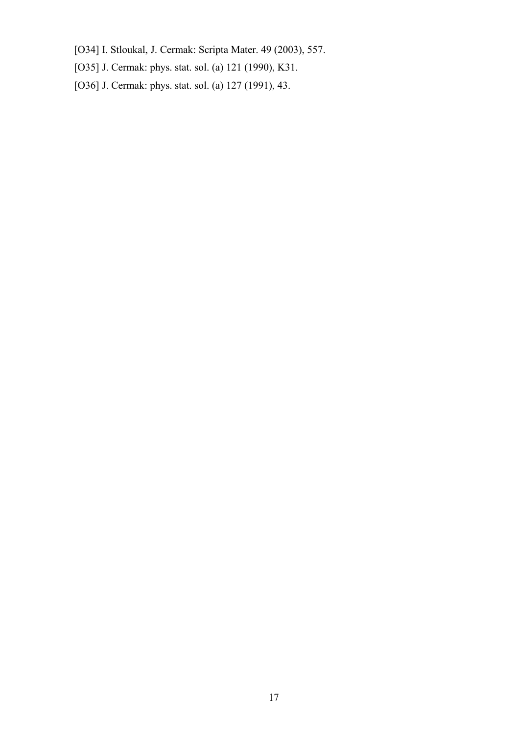[O34] I. Stloukal, J. Cermak: Scripta Mater. 49 (2003), 557.

[O35] J. Cermak: phys. stat. sol. (a) 121 (1990), K31.

[O36] J. Cermak: phys. stat. sol. (a) 127 (1991), 43.